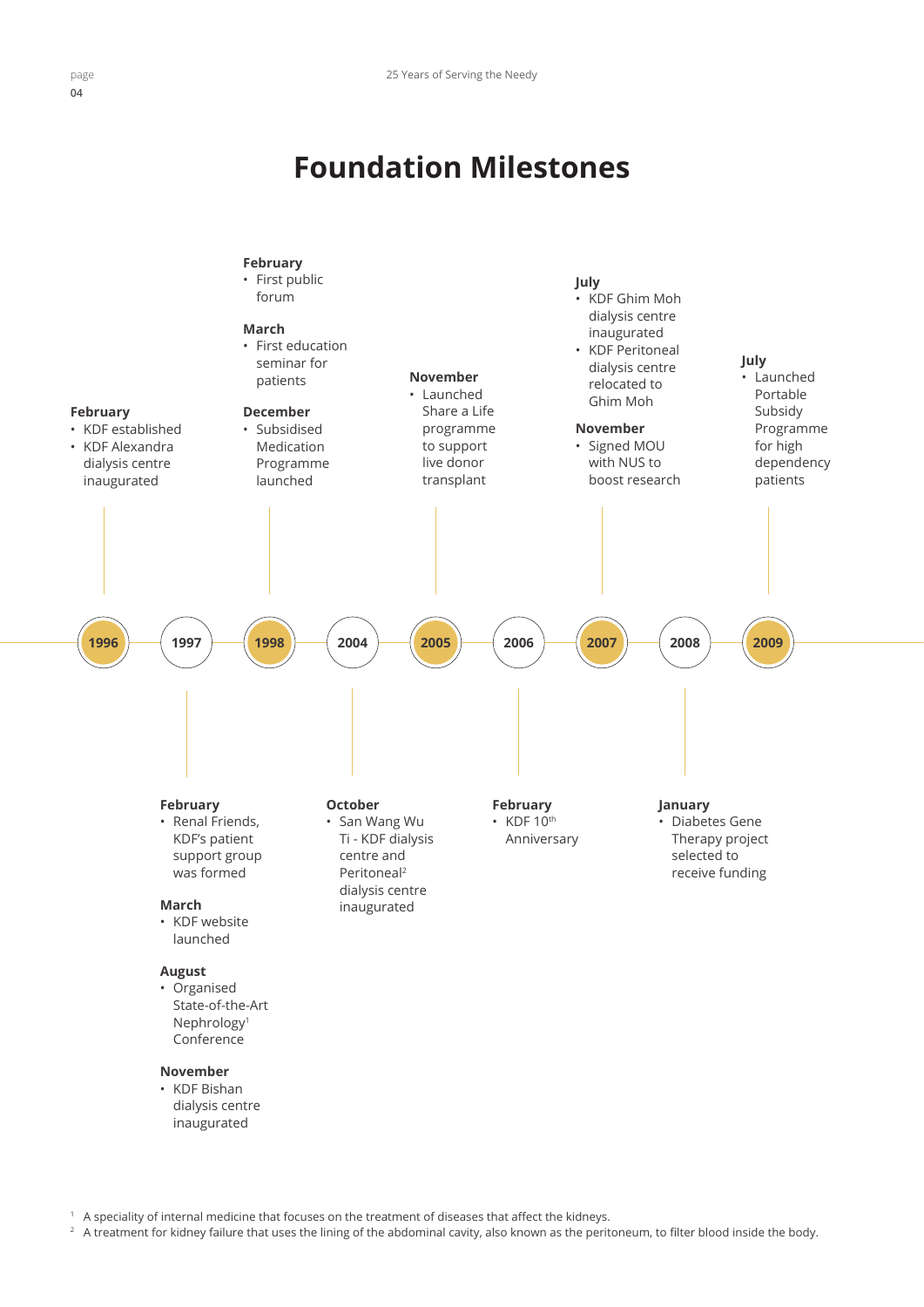# Foundation Milestones

### 1996

**February**
- KDF established
- KDF Alexandra dialysis centre inaugurated

### 1997

**February**
- Renal Friends, KDF's patient support group was formed

**March**
- KDF website launched

**August**
- Organised State-of-the-Art Nephrology[1] Conference

**November**
- KDF Bishan dialysis centre inaugurated

### 1998

**February**
- First public forum

**March**
- First education seminar for patients

**December**
- Subsidised Medication Programme launched

### 2004

**October**
- San Wang Wu Ti - KDF dialysis centre and Peritoneal[2] dialysis centre inaugurated

### 2005

**November**
- Launched Share a Life programme to support live donor transplant

### 2006

**February**
- KDF 10th Anniversary

### 2007

**July**
- KDF Ghim Moh dialysis centre inaugurated
- KDF Peritoneal dialysis centre relocated to Ghim Moh

**November**
- Signed MOU with NUS to boost research

### 2008

**January**
- Diabetes Gene Therapy project selected to receive funding

### 2009

**July**
- Launched Portable Subsidy Programme for high dependency patients

---

[1] A speciality of internal medicine that focuses on the treatment of diseases that affect the kidneys.

[2] A treatment for kidney failure that uses the lining of the abdominal cavity, also known as the peritoneum, to filter blood inside the body.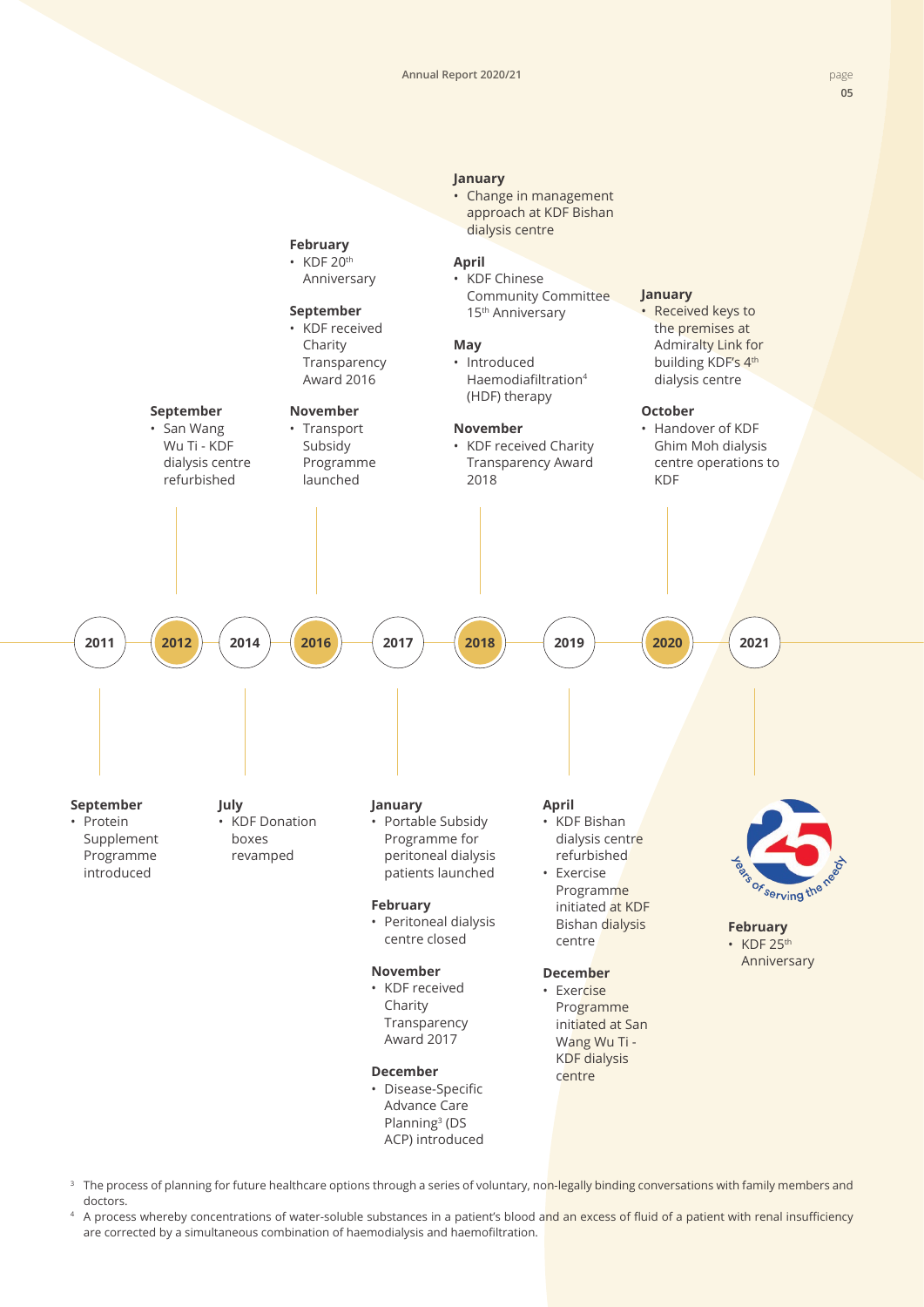## 2011

**September**
- Protein Supplement Programme introduced

## 2012

**September**
- San Wang Wu Ti - KDF dialysis centre refurbished

## 2014

**July**
- KDF Donation boxes revamped

## 2016

**February**
- KDF 20th Anniversary

**September**
- KDF received Charity Transparency Award 2016

**November**
- Transport Subsidy Programme launched

## 2017

**January**
- Portable Subsidy Programme for peritoneal dialysis patients launched

**February**
- Peritoneal dialysis centre closed

**November**
- KDF received Charity Transparency Award 2017

**December**
- Disease-Specific Advance Care Planning[3] (DS ACP) introduced

## 2018

**January**
- Change in management approach at KDF Bishan dialysis centre

**April**
- KDF Chinese Community Committee 15th Anniversary

**May**
- Introduced Haemodiafiltration[4] (HDF) therapy

**November**
- KDF received Charity Transparency Award 2018

## 2019

**April**
- KDF Bishan dialysis centre refurbished
- Exercise Programme initiated at KDF Bishan dialysis centre

**December**
- Exercise Programme initiated at San Wang Wu Ti - KDF dialysis centre

## 2020

**January**
- Received keys to the premises at Admiralty Link for building KDF's 4th dialysis centre

**October**
- Handover of KDF Ghim Moh dialysis centre operations to KDF

## 2021

25 Years of serving the needy

**February**
- KDF 25th Anniversary

---

[3] The process of planning for future healthcare options through a series of voluntary, non-legally binding conversations with family members and doctors.

[4] A process whereby concentrations of water-soluble substances in a patient's blood and an excess of fluid of a patient with renal insufficiency are corrected by a simultaneous combination of haemodialysis and haemofiltration.